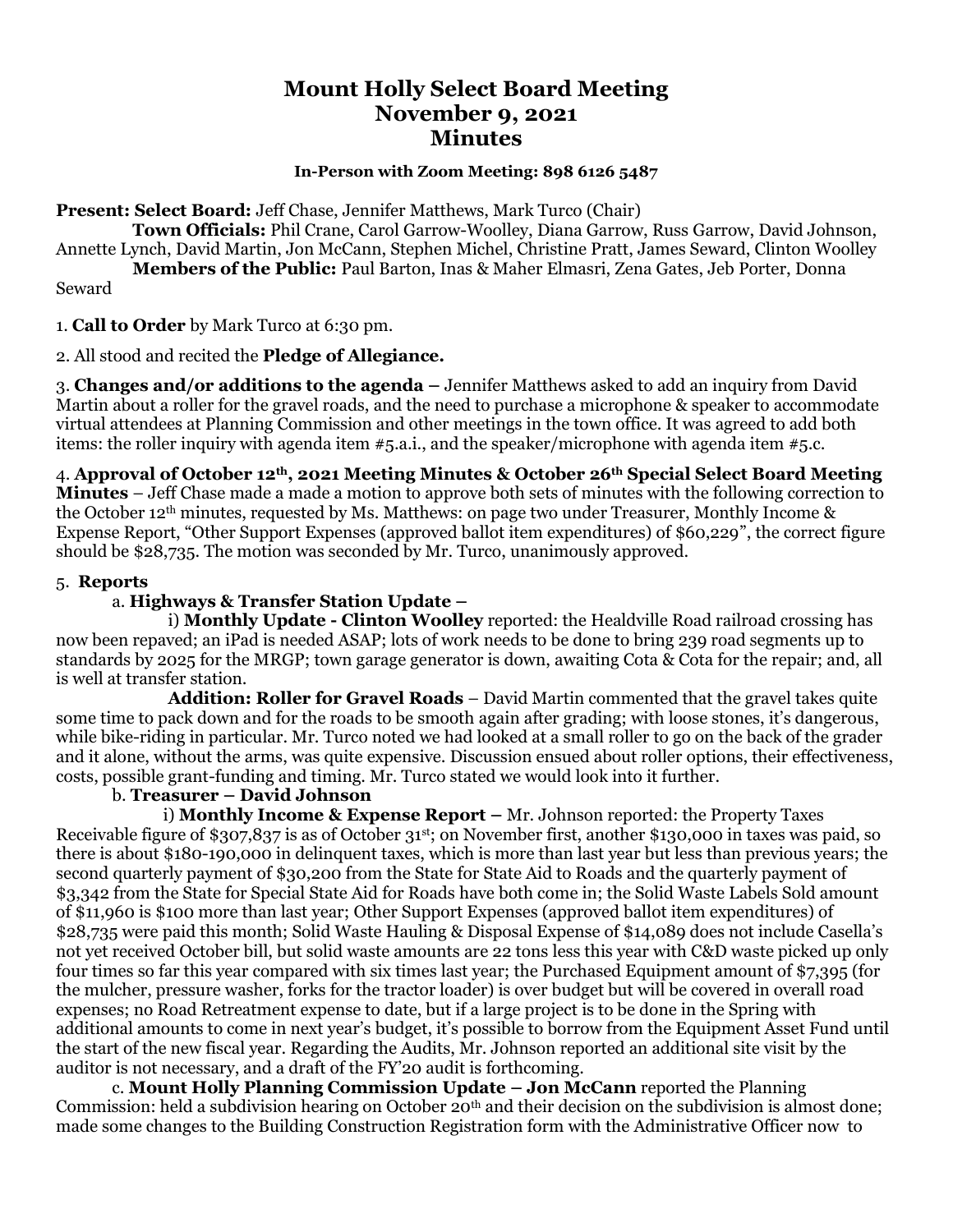# Mount Holly Select Board Meeting
# November 9, 2021
# Minutes

**In-Person with Zoom Meeting: 898 6126 5487**

**Present: Select Board:** Jeff Chase, Jennifer Matthews, Mark Turco (Chair)
**Town Officials:** Phil Crane, Carol Garrow-Woolley, Diana Garrow, Russ Garrow, David Johnson, Annette Lynch, David Martin, Jon McCann, Stephen Michel, Christine Pratt, James Seward, Clinton Woolley
**Members of the Public:** Paul Barton, Inas & Maher Elmasri, Zena Gates, Jeb Porter, Donna Seward

1. **Call to Order** by Mark Turco at 6:30 pm.

2. All stood and recited the **Pledge of Allegiance.**

3. **Changes and/or additions to the agenda** – Jennifer Matthews asked to add an inquiry from David Martin about a roller for the gravel roads, and the need to purchase a microphone & speaker to accommodate virtual attendees at Planning Commission and other meetings in the town office. It was agreed to add both items: the roller inquiry with agenda item #5.a.i., and the speaker/microphone with agenda item #5.c.

4. **Approval of October 12th, 2021 Meeting Minutes & October 26th Special Select Board Meeting Minutes** – Jeff Chase made a made a motion to approve both sets of minutes with the following correction to the October 12th minutes, requested by Ms. Matthews: on page two under Treasurer, Monthly Income & Expense Report, "Other Support Expenses (approved ballot item expenditures) of $60,229", the correct figure should be $28,735. The motion was seconded by Mr. Turco, unanimously approved.

5. **Reports**

a. **Highways & Transfer Station Update –**

i) **Monthly Update - Clinton Woolley** reported: the Healdville Road railroad crossing has now been repaved; an iPad is needed ASAP; lots of work needs to be done to bring 239 road segments up to standards by 2025 for the MRGP; town garage generator is down, awaiting Cota & Cota for the repair; and, all is well at transfer station.

**Addition: Roller for Gravel Roads** – David Martin commented that the gravel takes quite some time to pack down and for the roads to be smooth again after grading; with loose stones, it's dangerous, while bike-riding in particular. Mr. Turco noted we had looked at a small roller to go on the back of the grader and it alone, without the arms, was quite expensive. Discussion ensued about roller options, their effectiveness, costs, possible grant-funding and timing. Mr. Turco stated we would look into it further.

b. **Treasurer – David Johnson**

i) **Monthly Income & Expense Report –** Mr. Johnson reported: the Property Taxes Receivable figure of $307,837 is as of October 31st; on November first, another $130,000 in taxes was paid, so there is about $180-190,000 in delinquent taxes, which is more than last year but less than previous years; the second quarterly payment of $30,200 from the State for State Aid to Roads and the quarterly payment of $3,342 from the State for Special State Aid for Roads have both come in; the Solid Waste Labels Sold amount of $11,960 is $100 more than last year; Other Support Expenses (approved ballot item expenditures) of $28,735 were paid this month; Solid Waste Hauling & Disposal Expense of $14,089 does not include Casella's not yet received October bill, but solid waste amounts are 22 tons less this year with C&D waste picked up only four times so far this year compared with six times last year; the Purchased Equipment amount of $7,395 (for the mulcher, pressure washer, forks for the tractor loader) is over budget but will be covered in overall road expenses; no Road Retreatment expense to date, but if a large project is to be done in the Spring with additional amounts to come in next year's budget, it's possible to borrow from the Equipment Asset Fund until the start of the new fiscal year. Regarding the Audits, Mr. Johnson reported an additional site visit by the auditor is not necessary, and a draft of the FY'20 audit is forthcoming.

c. **Mount Holly Planning Commission Update – Jon McCann** reported the Planning Commission: held a subdivision hearing on October 20th and their decision on the subdivision is almost done; made some changes to the Building Construction Registration form with the Administrative Officer now to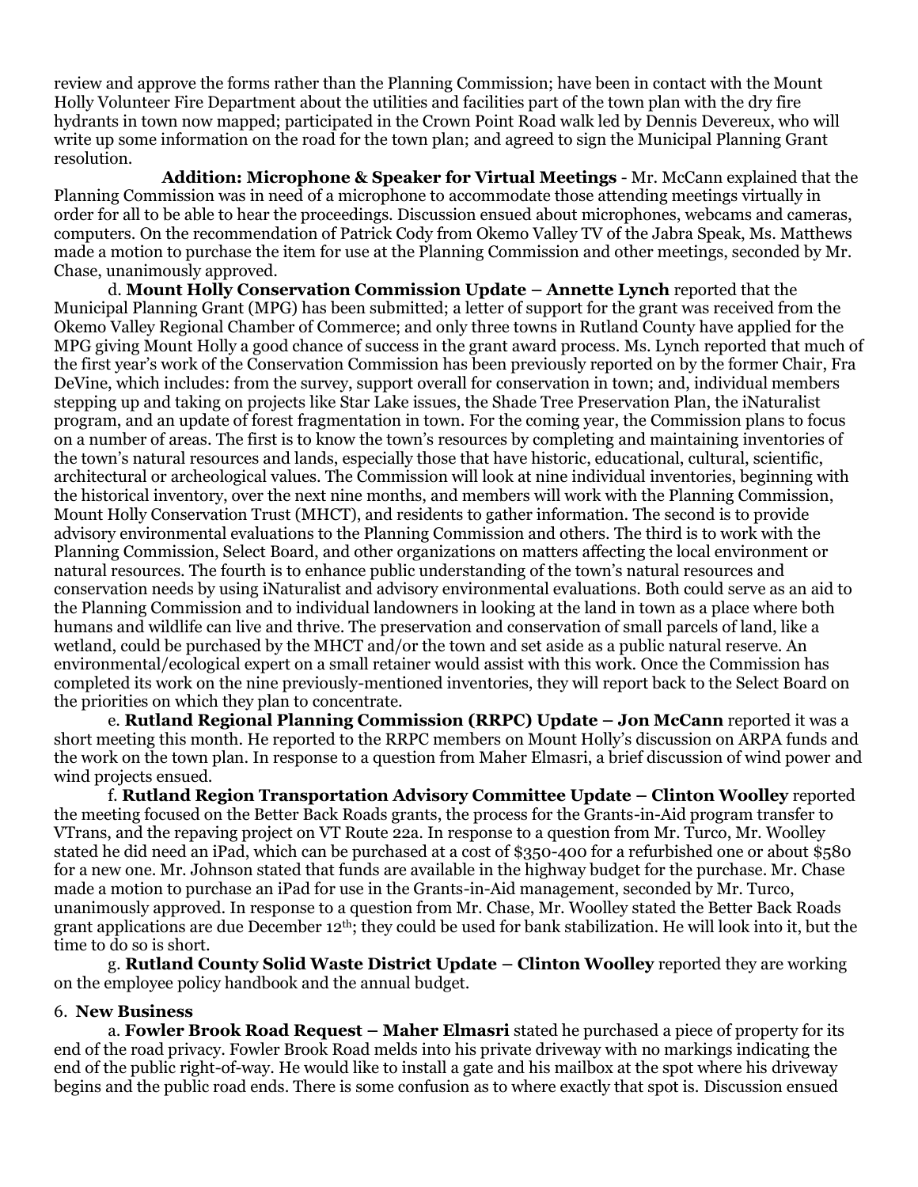review and approve the forms rather than the Planning Commission; have been in contact with the Mount Holly Volunteer Fire Department about the utilities and facilities part of the town plan with the dry fire hydrants in town now mapped; participated in the Crown Point Road walk led by Dennis Devereux, who will write up some information on the road for the town plan; and agreed to sign the Municipal Planning Grant resolution.

**Addition: Microphone & Speaker for Virtual Meetings** - Mr. McCann explained that the Planning Commission was in need of a microphone to accommodate those attending meetings virtually in order for all to be able to hear the proceedings. Discussion ensued about microphones, webcams and cameras, computers. On the recommendation of Patrick Cody from Okemo Valley TV of the Jabra Speak, Ms. Matthews made a motion to purchase the item for use at the Planning Commission and other meetings, seconded by Mr. Chase, unanimously approved.

d. **Mount Holly Conservation Commission Update – Annette Lynch** reported that the Municipal Planning Grant (MPG) has been submitted; a letter of support for the grant was received from the Okemo Valley Regional Chamber of Commerce; and only three towns in Rutland County have applied for the MPG giving Mount Holly a good chance of success in the grant award process. Ms. Lynch reported that much of the first year's work of the Conservation Commission has been previously reported on by the former Chair, Fra DeVine, which includes: from the survey, support overall for conservation in town; and, individual members stepping up and taking on projects like Star Lake issues, the Shade Tree Preservation Plan, the iNaturalist program, and an update of forest fragmentation in town. For the coming year, the Commission plans to focus on a number of areas. The first is to know the town's resources by completing and maintaining inventories of the town's natural resources and lands, especially those that have historic, educational, cultural, scientific, architectural or archeological values. The Commission will look at nine individual inventories, beginning with the historical inventory, over the next nine months, and members will work with the Planning Commission, Mount Holly Conservation Trust (MHCT), and residents to gather information. The second is to provide advisory environmental evaluations to the Planning Commission and others. The third is to work with the Planning Commission, Select Board, and other organizations on matters affecting the local environment or natural resources. The fourth is to enhance public understanding of the town's natural resources and conservation needs by using iNaturalist and advisory environmental evaluations. Both could serve as an aid to the Planning Commission and to individual landowners in looking at the land in town as a place where both humans and wildlife can live and thrive. The preservation and conservation of small parcels of land, like a wetland, could be purchased by the MHCT and/or the town and set aside as a public natural reserve. An environmental/ecological expert on a small retainer would assist with this work. Once the Commission has completed its work on the nine previously-mentioned inventories, they will report back to the Select Board on the priorities on which they plan to concentrate.

e. **Rutland Regional Planning Commission (RRPC) Update – Jon McCann** reported it was a short meeting this month. He reported to the RRPC members on Mount Holly's discussion on ARPA funds and the work on the town plan. In response to a question from Maher Elmasri, a brief discussion of wind power and wind projects ensued.

f. **Rutland Region Transportation Advisory Committee Update – Clinton Woolley** reported the meeting focused on the Better Back Roads grants, the process for the Grants-in-Aid program transfer to VTrans, and the repaving project on VT Route 22a. In response to a question from Mr. Turco, Mr. Woolley stated he did need an iPad, which can be purchased at a cost of $350-400 for a refurbished one or about $580 for a new one. Mr. Johnson stated that funds are available in the highway budget for the purchase. Mr. Chase made a motion to purchase an iPad for use in the Grants-in-Aid management, seconded by Mr. Turco, unanimously approved. In response to a question from Mr. Chase, Mr. Woolley stated the Better Back Roads grant applications are due December 12th; they could be used for bank stabilization. He will look into it, but the time to do so is short.

g. **Rutland County Solid Waste District Update – Clinton Woolley** reported they are working on the employee policy handbook and the annual budget.

## 6. New Business

a. **Fowler Brook Road Request – Maher Elmasri** stated he purchased a piece of property for its end of the road privacy. Fowler Brook Road melds into his private driveway with no markings indicating the end of the public right-of-way. He would like to install a gate and his mailbox at the spot where his driveway begins and the public road ends. There is some confusion as to where exactly that spot is. Discussion ensued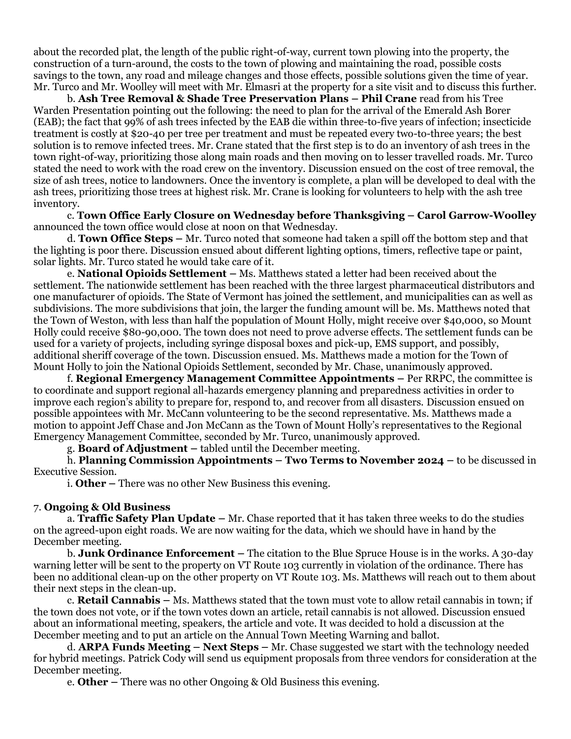about the recorded plat, the length of the public right-of-way, current town plowing into the property, the construction of a turn-around, the costs to the town of plowing and maintaining the road, possible costs savings to the town, any road and mileage changes and those effects, possible solutions given the time of year. Mr. Turco and Mr. Woolley will meet with Mr. Elmasri at the property for a site visit and to discuss this further.

b. **Ash Tree Removal & Shade Tree Preservation Plans – Phil Crane** read from his Tree Warden Presentation pointing out the following: the need to plan for the arrival of the Emerald Ash Borer (EAB); the fact that 99% of ash trees infected by the EAB die within three-to-five years of infection; insecticide treatment is costly at $20-40 per tree per treatment and must be repeated every two-to-three years; the best solution is to remove infected trees. Mr. Crane stated that the first step is to do an inventory of ash trees in the town right-of-way, prioritizing those along main roads and then moving on to lesser travelled roads. Mr. Turco stated the need to work with the road crew on the inventory. Discussion ensued on the cost of tree removal, the size of ash trees, notice to landowners. Once the inventory is complete, a plan will be developed to deal with the ash trees, prioritizing those trees at highest risk. Mr. Crane is looking for volunteers to help with the ash tree inventory.

c. **Town Office Early Closure on Wednesday before Thanksgiving – Carol Garrow-Woolley** announced the town office would close at noon on that Wednesday.

d. **Town Office Steps –** Mr. Turco noted that someone had taken a spill off the bottom step and that the lighting is poor there. Discussion ensued about different lighting options, timers, reflective tape or paint, solar lights. Mr. Turco stated he would take care of it.

e. **National Opioids Settlement –** Ms. Matthews stated a letter had been received about the settlement. The nationwide settlement has been reached with the three largest pharmaceutical distributors and one manufacturer of opioids. The State of Vermont has joined the settlement, and municipalities can as well as subdivisions. The more subdivisions that join, the larger the funding amount will be. Ms. Matthews noted that the Town of Weston, with less than half the population of Mount Holly, might receive over $40,000, so Mount Holly could receive $80-90,000. The town does not need to prove adverse effects. The settlement funds can be used for a variety of projects, including syringe disposal boxes and pick-up, EMS support, and possibly, additional sheriff coverage of the town. Discussion ensued. Ms. Matthews made a motion for the Town of Mount Holly to join the National Opioids Settlement, seconded by Mr. Chase, unanimously approved.

f. **Regional Emergency Management Committee Appointments –** Per RRPC, the committee is to coordinate and support regional all-hazards emergency planning and preparedness activities in order to improve each region's ability to prepare for, respond to, and recover from all disasters. Discussion ensued on possible appointees with Mr. McCann volunteering to be the second representative. Ms. Matthews made a motion to appoint Jeff Chase and Jon McCann as the Town of Mount Holly's representatives to the Regional Emergency Management Committee, seconded by Mr. Turco, unanimously approved.

g. **Board of Adjustment –** tabled until the December meeting.

h. **Planning Commission Appointments – Two Terms to November 2024 –** to be discussed in Executive Session.

i. **Other –** There was no other New Business this evening.

7. **Ongoing & Old Business**

a. **Traffic Safety Plan Update –** Mr. Chase reported that it has taken three weeks to do the studies on the agreed-upon eight roads. We are now waiting for the data, which we should have in hand by the December meeting.

b. **Junk Ordinance Enforcement –** The citation to the Blue Spruce House is in the works. A 30-day warning letter will be sent to the property on VT Route 103 currently in violation of the ordinance. There has been no additional clean-up on the other property on VT Route 103. Ms. Matthews will reach out to them about their next steps in the clean-up.

c. **Retail Cannabis –** Ms. Matthews stated that the town must vote to allow retail cannabis in town; if the town does not vote, or if the town votes down an article, retail cannabis is not allowed. Discussion ensued about an informational meeting, speakers, the article and vote. It was decided to hold a discussion at the December meeting and to put an article on the Annual Town Meeting Warning and ballot.

d. **ARPA Funds Meeting – Next Steps –** Mr. Chase suggested we start with the technology needed for hybrid meetings. Patrick Cody will send us equipment proposals from three vendors for consideration at the December meeting.

e. **Other –** There was no other Ongoing & Old Business this evening.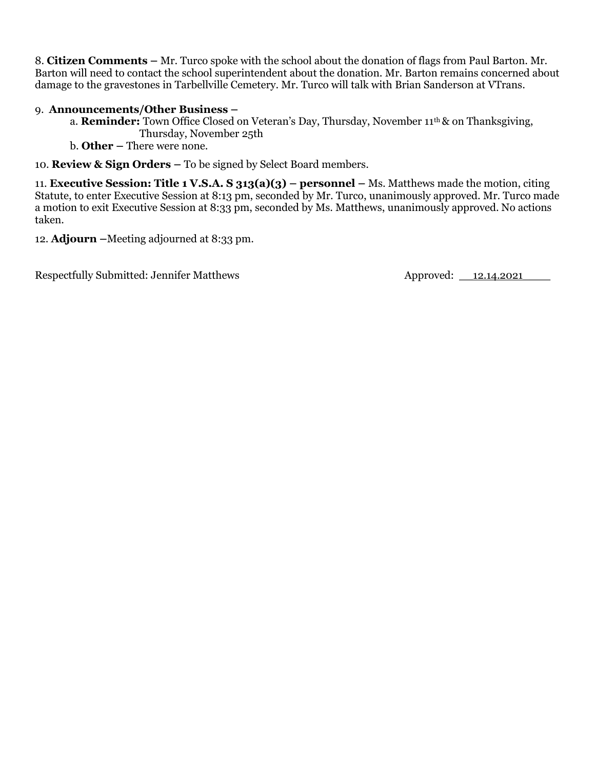8. **Citizen Comments –** Mr. Turco spoke with the school about the donation of flags from Paul Barton. Mr. Barton will need to contact the school superintendent about the donation. Mr. Barton remains concerned about damage to the gravestones in Tarbellville Cemetery. Mr. Turco will talk with Brian Sanderson at VTrans.

9. **Announcements/Other Business –**

   a. **Reminder:** Town Office Closed on Veteran's Day, Thursday, November 11th & on Thanksgiving, Thursday, November 25th

   b. **Other –** There were none.

10. **Review & Sign Orders –** To be signed by Select Board members.

11. **Executive Session: Title 1 V.S.A. S 313(a)(3) – personnel –** Ms. Matthews made the motion, citing Statute, to enter Executive Session at 8:13 pm, seconded by Mr. Turco, unanimously approved. Mr. Turco made a motion to exit Executive Session at 8:33 pm, seconded by Ms. Matthews, unanimously approved. No actions taken.

12. **Adjourn –**Meeting adjourned at 8:33 pm.

Respectfully Submitted: Jennifer Matthews

Approved: 12.14.2021